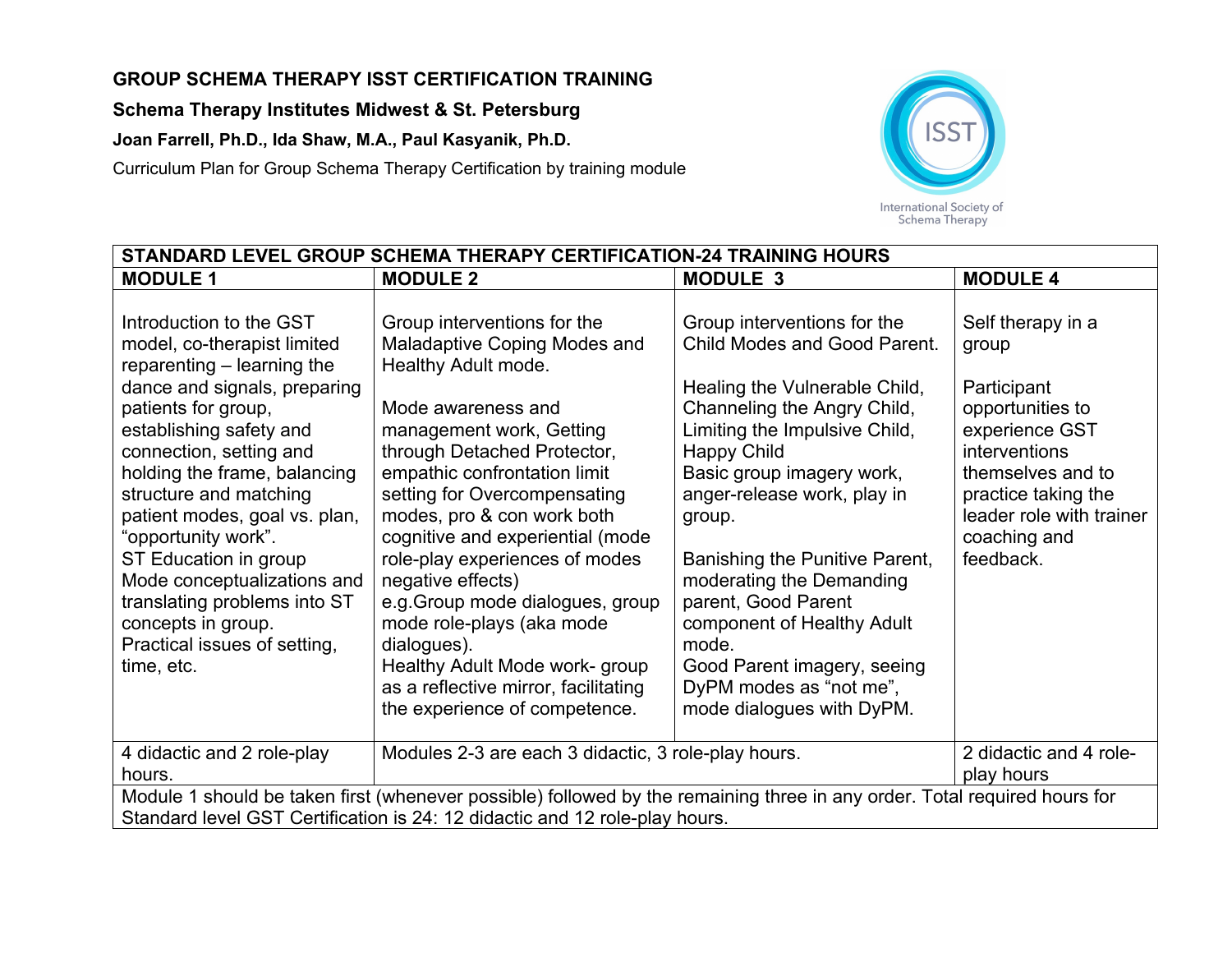**GROUP SCHEMA THERAPY ISST CERTIFICATION TRAINING**

**Schema Therapy Institutes Midwest & St. Petersburg**

**Joan Farrell, Ph.D., Ida Shaw, M.A., Paul Kasyanik, Ph.D.**

Curriculum Plan for Group Schema Therapy Certification by training module

International Society of Schema Therapy

| **STANDARD LEVEL GROUP SCHEMA THERAPY CERTIFICATION-24 TRAINING HOURS** | | | |
|---|---|---|---|
| **MODULE 1** | **MODULE 2** | **MODULE 3** | **MODULE 4** |
| Introduction to the GST model, co-therapist limited reparenting – learning the dance and signals, preparing patients for group, establishing safety and connection, setting and holding the frame, balancing structure and matching patient modes, goal vs. plan, "opportunity work". ST Education in group Mode conceptualizations and translating problems into ST concepts in group. Practical issues of setting, time, etc. | Group interventions for the Maladaptive Coping Modes and Healthy Adult mode. Mode awareness and management work, Getting through Detached Protector, empathic confrontation limit setting for Overcompensating modes, pro & con work both cognitive and experiential (mode role-play experiences of modes negative effects) e.g.Group mode dialogues, group mode role-plays (aka mode dialogues). Healthy Adult Mode work- group as a reflective mirror, facilitating the experience of competence. | Group interventions for the Child Modes and Good Parent. Healing the Vulnerable Child, Channeling the Angry Child, Limiting the Impulsive Child, Happy Child Basic group imagery work, anger-release work, play in group. Banishing the Punitive Parent, moderating the Demanding parent, Good Parent component of Healthy Adult mode. Good Parent imagery, seeing DyPM modes as "not me", mode dialogues with DyPM. | Self therapy in a group Participant opportunities to experience GST interventions themselves and to practice taking the leader role with trainer coaching and feedback. |
| 4 didactic and 2 role-play hours. | Modules 2-3 are each 3 didactic, 3 role-play hours. | | 2 didactic and 4 role-play hours |
| Module 1 should be taken first (whenever possible) followed by the remaining three in any order. Total required hours for Standard level GST Certification is 24: 12 didactic and 12 role-play hours. | | | |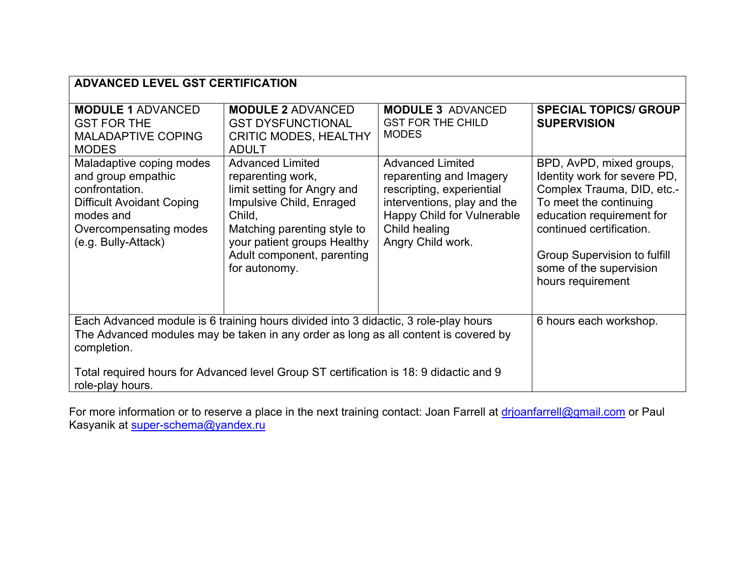| ADVANCED LEVEL GST CERTIFICATION | | | |
|---|---|---|---|
| **MODULE 1** ADVANCED GST FOR THE MALADAPTIVE COPING MODES | **MODULE 2** ADVANCED GST DYSFUNCTIONAL CRITIC MODES, HEALTHY ADULT | **MODULE 3** ADVANCED GST FOR THE CHILD MODES | **SPECIAL TOPICS/ GROUP SUPERVISION** |
| Maladaptive coping modes and group empathic confrontation.<br>Difficult Avoidant Coping modes and Overcompensating modes (e.g. Bully-Attack) | Advanced Limited reparenting work,<br>limit setting for Angry and Impulsive Child, Enraged Child,<br>Matching parenting style to your patient groups Healthy Adult component, parenting for autonomy. | Advanced Limited reparenting and Imagery rescripting, experiential interventions, play and the Happy Child for Vulnerable Child healing<br>Angry Child work. | BPD, AvPD, mixed groups, Identity work for severe PD, Complex Trauma, DID, etc.- To meet the continuing education requirement for continued certification.<br><br>Group Supervision to fulfill some of the supervision hours requirement |
| Each Advanced module is 6 training hours divided into 3 didactic, 3 role-play hours<br>The Advanced modules may be taken in any order as long as all content is covered by completion.<br><br>Total required hours for Advanced level Group ST certification is 18: 9 didactic and 9 role-play hours. | | | 6 hours each workshop. |

For more information or to reserve a place in the next training contact: Joan Farrell at drjoanfarrell@gmail.com or Paul Kasyanik at super-schema@yandex.ru